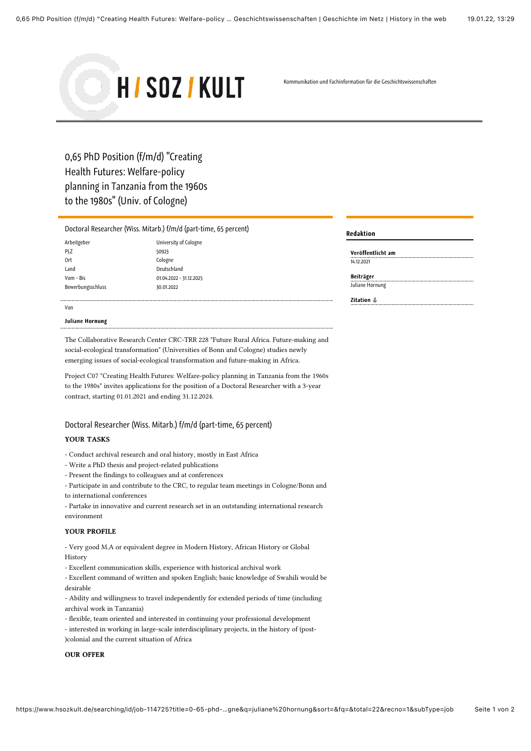H / SOZ / KULT

Kommunikation und Fachinformation für die Geschichtswissenschaften

# 0,65 PhD Position (f/m/d) "Creating Health Futures: Welfare-policy planning in Tanzania from the 1960s to the 1980s" (Univ. of Cologne)

Doctoral Researcher (Wiss. Mitarb.) f/m/d (part-time, 65 percent)

| | |
|---|---|
| Arbeitgeber | University of Cologne |
| PLZ | 50923 |
| Ort | Cologne |
| Land | Deutschland |
| Vom - Bis | 01.04.2022 - 31.12.2025 |
| Bewerbungsschluss | 30.01.2022 |

Von

**Juliane Hornung**

**Redaktion**

**Veröffentlicht am**
14.12.2021

**Beiträger**
Juliane Hornung

**Zitation**

The Collaborative Research Center CRC-TRR 228 "Future Rural Africa. Future-making and social-ecological transformation" (Universities of Bonn and Cologne) studies newly emerging issues of social-ecological transformation and future-making in Africa.

Project C07 "Creating Health Futures: Welfare-policy planning in Tanzania from the 1960s to the 1980s" invites applications for the position of a Doctoral Researcher with a 3-year contract, starting 01.01.2021 and ending 31.12.2024.

## Doctoral Researcher (Wiss. Mitarb.) f/m/d (part-time, 65 percent)

### YOUR TASKS

- Conduct archival research and oral history, mostly in East Africa
- Write a PhD thesis and project-related publications
- Present the findings to colleagues and at conferences
- Participate in and contribute to the CRC, to regular team meetings in Cologne/Bonn and to international conferences
- Partake in innovative and current research set in an outstanding international research environment

### YOUR PROFILE

- Very good M.A or equivalent degree in Modern History, African History or Global History
- Excellent communication skills, experience with historical archival work
- Excellent command of written and spoken English; basic knowledge of Swahili would be desirable
- Ability and willingness to travel independently for extended periods of time (including archival work in Tanzania)
- flexible, team oriented and interested in continuing your professional development
- interested in working in large-scale interdisciplinary projects, in the history of (post-)colonial and the current situation of Africa

### OUR OFFER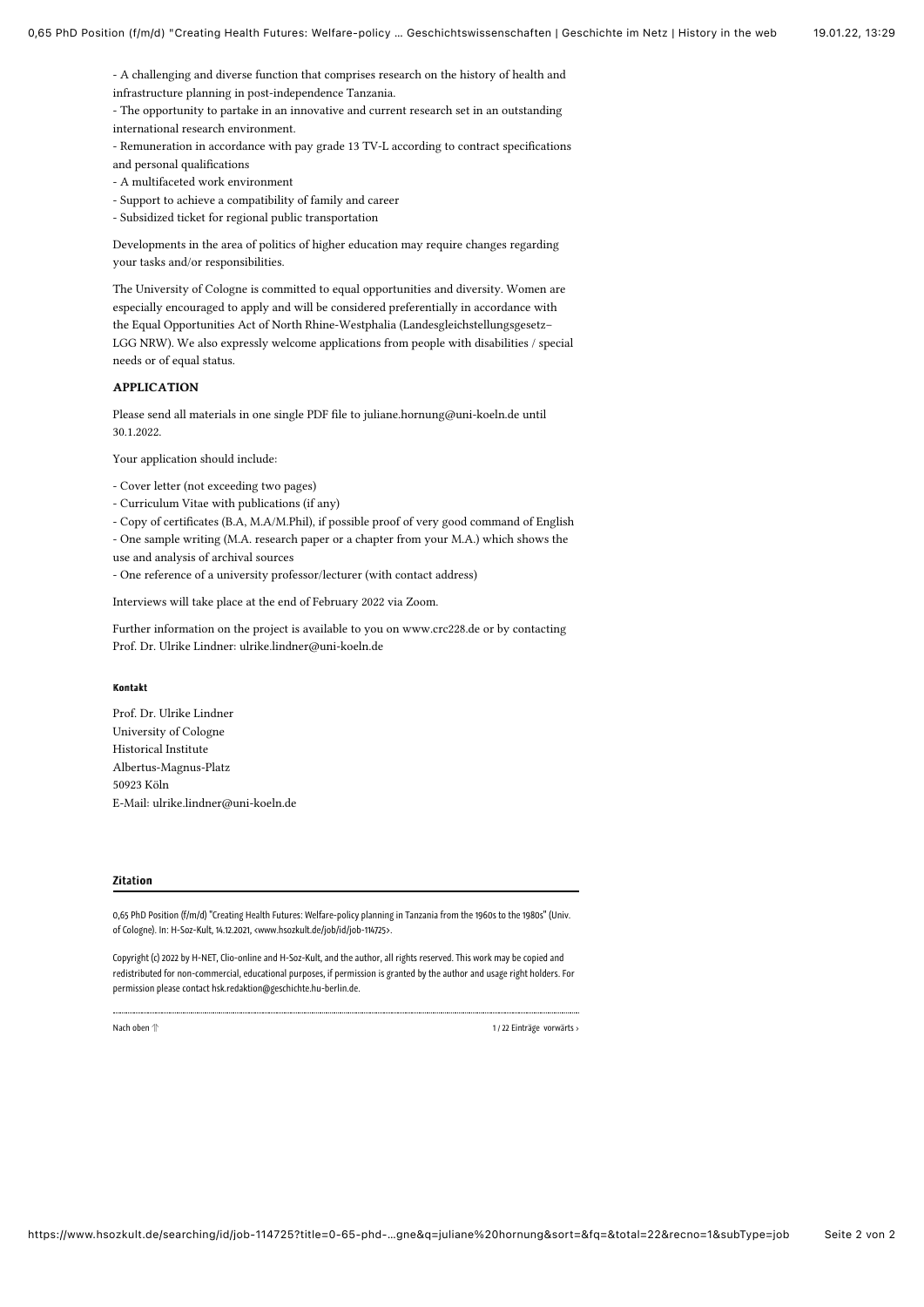- A challenging and diverse function that comprises research on the history of health and infrastructure planning in post-independence Tanzania.
- The opportunity to partake in an innovative and current research set in an outstanding international research environment.
- Remuneration in accordance with pay grade 13 TV-L according to contract specifications and personal qualifications
- A multifaceted work environment
- Support to achieve a compatibility of family and career
- Subsidized ticket for regional public transportation

Developments in the area of politics of higher education may require changes regarding your tasks and/or responsibilities.

The University of Cologne is committed to equal opportunities and diversity. Women are especially encouraged to apply and will be considered preferentially in accordance with the Equal Opportunities Act of North Rhine-Westphalia (Landesgleichstellungsgesetz– LGG NRW). We also expressly welcome applications from people with disabilities / special needs or of equal status.

## APPLICATION

Please send all materials in one single PDF file to juliane.hornung@uni-koeln.de until 30.1.2022.

Your application should include:

- Cover letter (not exceeding two pages)
- Curriculum Vitae with publications (if any)
- Copy of certificates (B.A, M.A/M.Phil), if possible proof of very good command of English
- One sample writing (M.A. research paper or a chapter from your M.A.) which shows the use and analysis of archival sources
- One reference of a university professor/lecturer (with contact address)

Interviews will take place at the end of February 2022 via Zoom.

Further information on the project is available to you on www.crc228.de or by contacting Prof. Dr. Ulrike Lindner: ulrike.lindner@uni-koeln.de

#### Kontakt

Prof. Dr. Ulrike Lindner
University of Cologne
Historical Institute
Albertus-Magnus-Platz
50923 Köln
E-Mail: ulrike.lindner@uni-koeln.de

#### Zitation

0,65 PhD Position (f/m/d) "Creating Health Futures: Welfare-policy planning in Tanzania from the 1960s to the 1980s" (Univ. of Cologne). In: H-Soz-Kult, 14.12.2021, <www.hsozkult.de/job/id/job-114725>.

Copyright (c) 2022 by H-NET, Clio-online and H-Soz-Kult, and the author, all rights reserved. This work may be copied and redistributed for non-commercial, educational purposes, if permission is granted by the author and usage right holders. For permission please contact hsk.redaktion@geschichte.hu-berlin.de.

Nach oben ⇧ 1 / 22 Einträge vorwärts ›